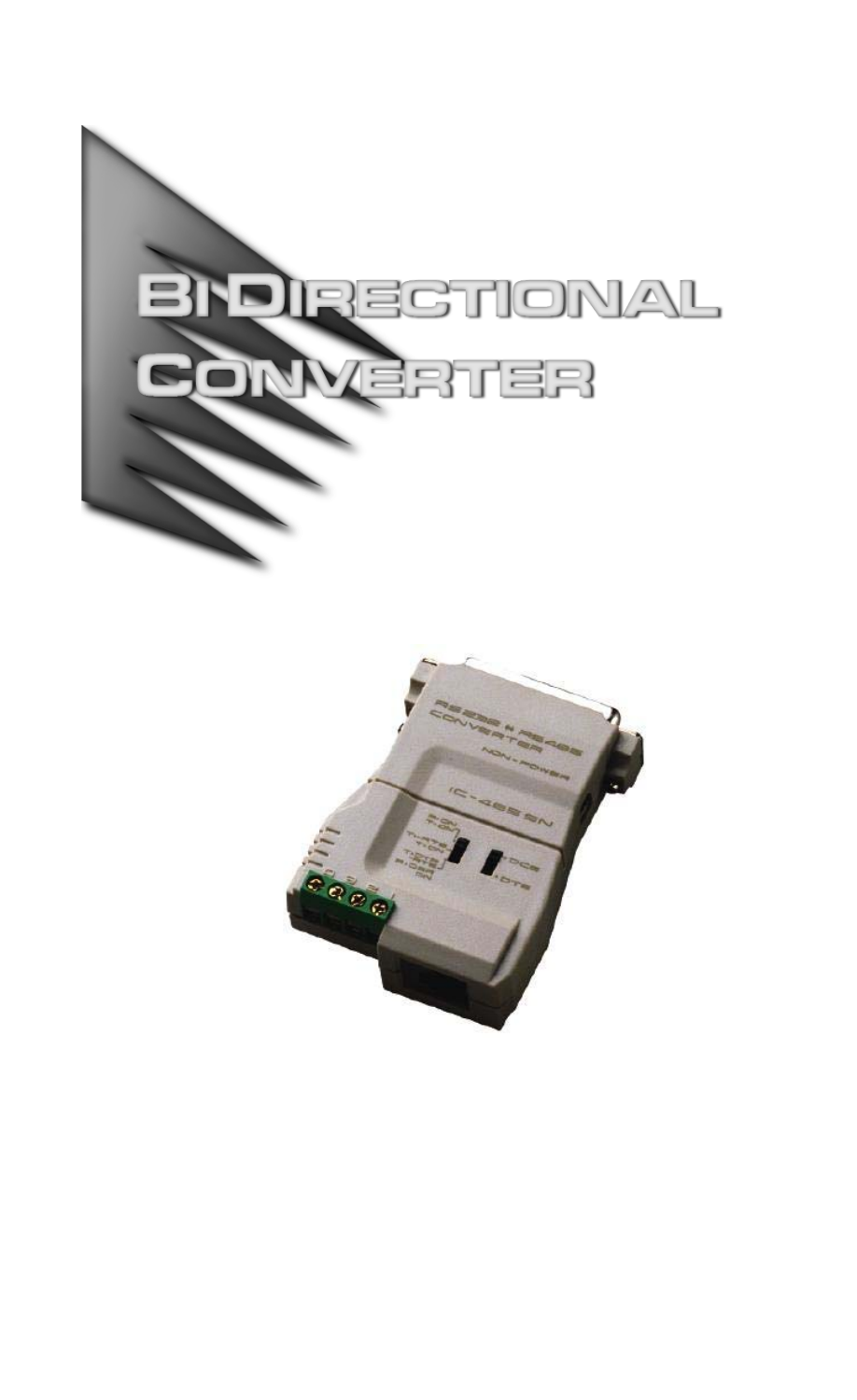# Bi Directional Converter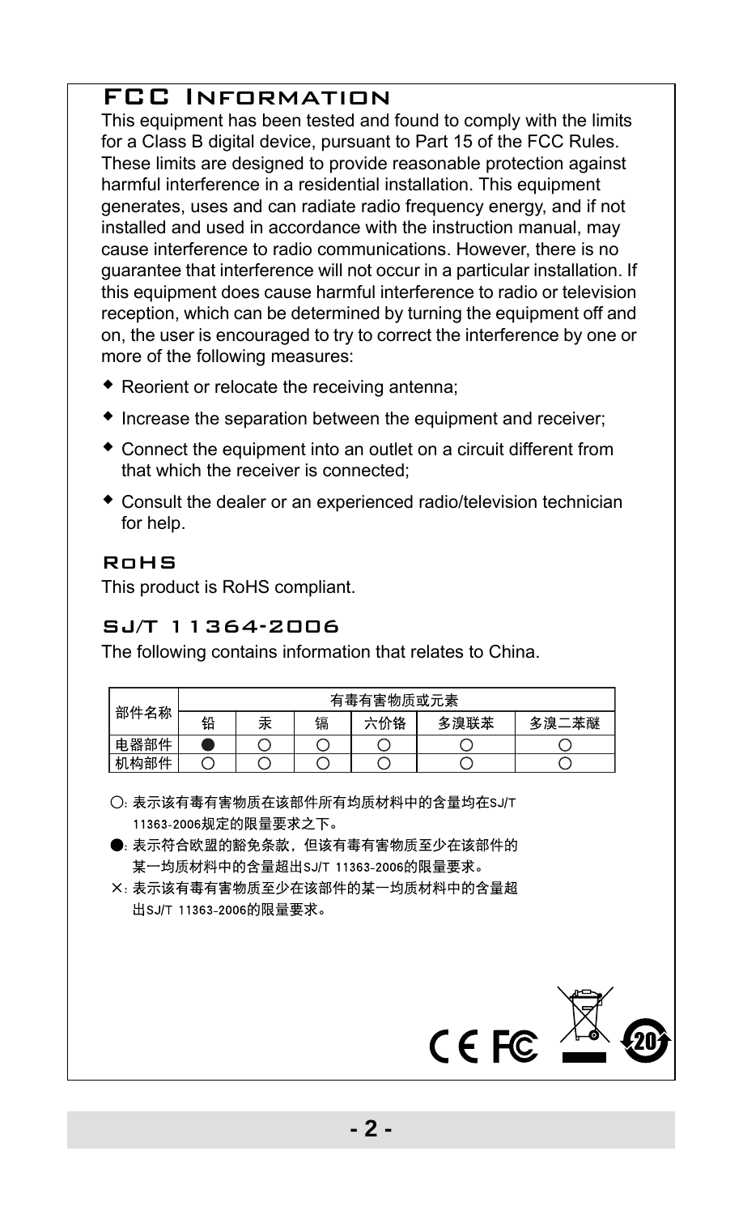## FCC Information

This equipment has been tested and found to comply with the limits for a Class B digital device, pursuant to Part 15 of the FCC Rules. These limits are designed to provide reasonable protection against harmful interference in a residential installation. This equipment generates, uses and can radiate radio frequency energy, and if not installed and used in accordance with the instruction manual, may cause interference to radio communications. However, there is no guarantee that interference will not occur in a particular installation. If this equipment does cause harmful interference to radio or television reception, which can be determined by turning the equipment off and on, the user is encouraged to try to correct the interference by one or more of the following measures:

- Reorient or relocate the receiving antenna;
- Increase the separation between the equipment and receiver;
- Connect the equipment into an outlet on a circuit different from that which the receiver is connected;
- Consult the dealer or an experienced radio/television technician for help.

## RoHS

This product is RoHS compliant.

## SJ/T 11364-2006

The following contains information that relates to China.

| 部件名称 | 有毒有害物质或元素 | | | | | |
|---|---|---|---|---|---|---|
| | 铅 | 汞 | 镉 | 六价铬 | 多溴联苯 | 多溴二苯醚 |
| 电器部件 | ● | ○ | ○ | ○ | ○ | ○ |
| 机构部件 | ○ | ○ | ○ | ○ | ○ | ○ |

○: 表示该有毒有害物质在该部件所有均质材料中的含量均在SJ/T 11363-2006规定的限量要求之下。

●: 表示符合欧盟的豁免条款，但该有毒有害物质至少在该部件的某一均质材料中的含量超出SJ/T 11363-2006的限量要求。

×: 表示该有毒有害物质至少在该部件的某一均质材料中的含量超出SJ/T 11363-2006的限量要求。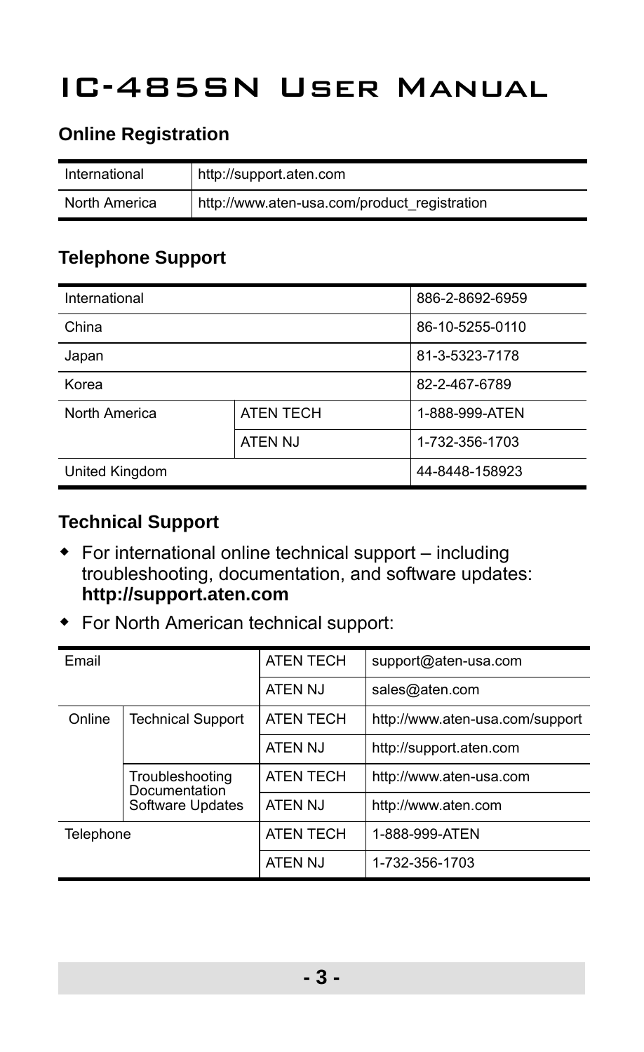# IC-485SN User Manual

## Online Registration

| International | http://support.aten.com |
|---|---|
| North America | http://www.aten-usa.com/product_registration |

## Telephone Support

| International | | 886-2-8692-6959 |
|---|---|---|
| China | | 86-10-5255-0110 |
| Japan | | 81-3-5323-7178 |
| Korea | | 82-2-467-6789 |
| North America | ATEN TECH | 1-888-999-ATEN |
| | ATEN NJ | 1-732-356-1703 |
| United Kingdom | | 44-8448-158923 |

## Technical Support

- For international online technical support – including troubleshooting, documentation, and software updates: **http://support.aten.com**
- For North American technical support:

| Email | | ATEN TECH | support@aten-usa.com |
|---|---|---|---|
| | | ATEN NJ | sales@aten.com |
| Online | Technical Support | ATEN TECH | http://www.aten-usa.com/support |
| | | ATEN NJ | http://support.aten.com |
| | Troubleshooting Documentation Software Updates | ATEN TECH | http://www.aten-usa.com |
| | | ATEN NJ | http://www.aten.com |
| Telephone | | ATEN TECH | 1-888-999-ATEN |
| | | ATEN NJ | 1-732-356-1703 |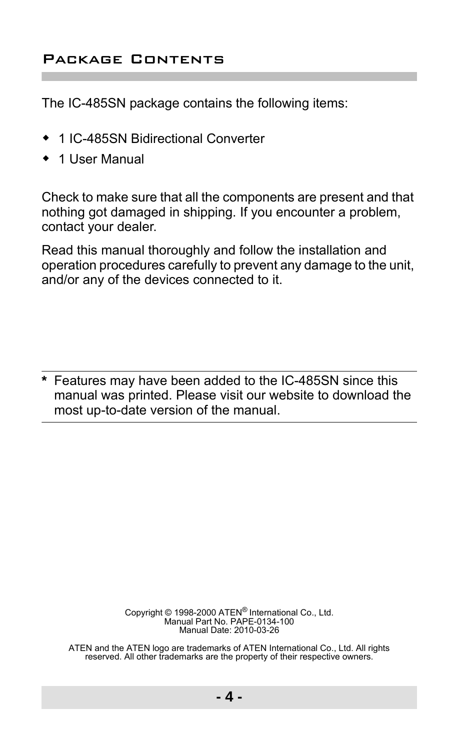## Package Contents

The IC-485SN package contains the following items:

- 1 IC-485SN Bidirectional Converter
- 1 User Manual

Check to make sure that all the components are present and that nothing got damaged in shipping. If you encounter a problem, contact your dealer.

Read this manual thoroughly and follow the installation and operation procedures carefully to prevent any damage to the unit, and/or any of the devices connected to it.

---

**\*** Features may have been added to the IC-485SN since this manual was printed. Please visit our website to download the most up-to-date version of the manual.

---

Copyright © 1998-2000 ATEN® International Co., Ltd.
Manual Part No. PAPE-0134-100
Manual Date: 2010-03-26

ATEN and the ATEN logo are trademarks of ATEN International Co., Ltd. All rights reserved. All other trademarks are the property of their respective owners.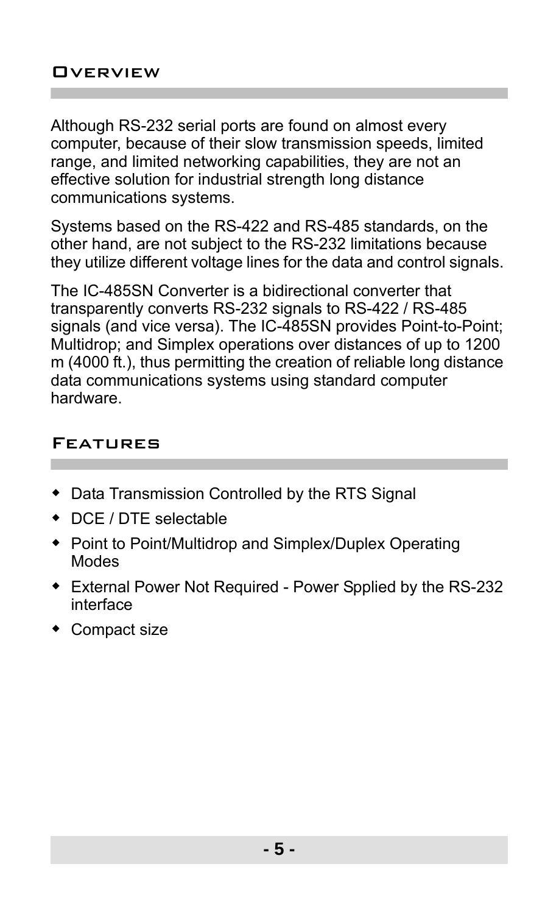## Overview

Although RS-232 serial ports are found on almost every computer, because of their slow transmission speeds, limited range, and limited networking capabilities, they are not an effective solution for industrial strength long distance communications systems.

Systems based on the RS-422 and RS-485 standards, on the other hand, are not subject to the RS-232 limitations because they utilize different voltage lines for the data and control signals.

The IC-485SN Converter is a bidirectional converter that transparently converts RS-232 signals to RS-422 / RS-485 signals (and vice versa). The IC-485SN provides Point-to-Point; Multidrop; and Simplex operations over distances of up to 1200 m (4000 ft.), thus permitting the creation of reliable long distance data communications systems using standard computer hardware.

## Features

- Data Transmission Controlled by the RTS Signal
- DCE / DTE selectable
- Point to Point/Multidrop and Simplex/Duplex Operating Modes
- External Power Not Required - Power Spplied by the RS-232 interface
- Compact size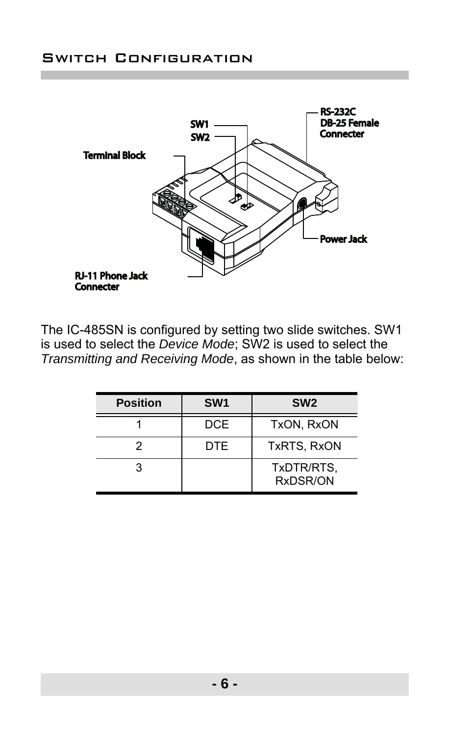## Switch Configuration

Terminal Block

SW1

SW2

RS-232C
DB-25 Female
Connecter

Power Jack

RJ-11 Phone Jack
Connecter

The IC-485SN is configured by setting two slide switches. SW1 is used to select the *Device Mode*; SW2 is used to select the *Transmitting and Receiving Mode*, as shown in the table below:

| Position | SW1 | SW2 |
|---|---|---|
| 1 | DCE | TxON, RxON |
| 2 | DTE | TxRTS, RxON |
| 3 | | TxDTR/RTS, RxDSR/ON |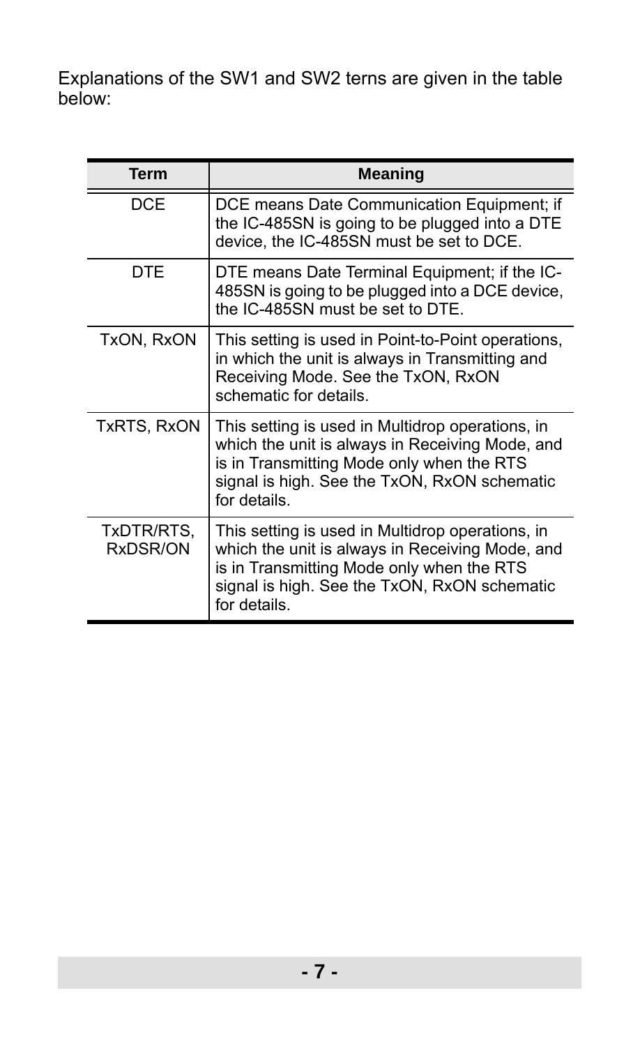Explanations of the SW1 and SW2 terns are given in the table below:

| Term | Meaning |
|---|---|
| DCE | DCE means Date Communication Equipment; if the IC-485SN is going to be plugged into a DTE device, the IC-485SN must be set to DCE. |
| DTE | DTE means Date Terminal Equipment; if the IC-485SN is going to be plugged into a DCE device, the IC-485SN must be set to DTE. |
| TxON, RxON | This setting is used in Point-to-Point operations, in which the unit is always in Transmitting and Receiving Mode. See the TxON, RxON schematic for details. |
| TxRTS, RxON | This setting is used in Multidrop operations, in which the unit is always in Receiving Mode, and is in Transmitting Mode only when the RTS signal is high. See the TxON, RxON schematic for details. |
| TxDTR/RTS, RxDSR/ON | This setting is used in Multidrop operations, in which the unit is always in Receiving Mode, and is in Transmitting Mode only when the RTS signal is high. See the TxON, RxON schematic for details. |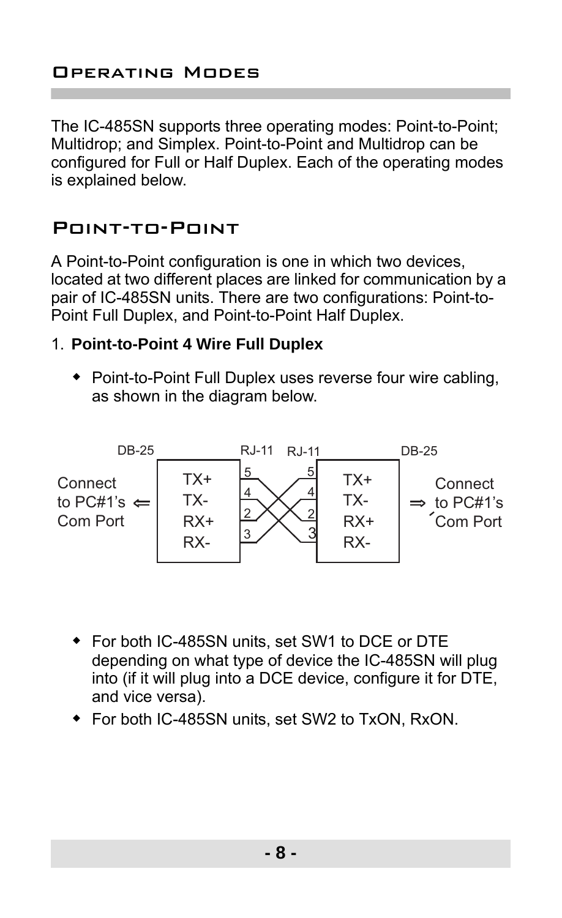## Operating Modes

The IC-485SN supports three operating modes: Point-to-Point; Multidrop; and Simplex. Point-to-Point and Multidrop can be configured for Full or Half Duplex. Each of the operating modes is explained below.

## Point-to-Point

A Point-to-Point configuration is one in which two devices, located at two different places are linked for communication by a pair of IC-485SN units. There are two configurations: Point-to-Point Full Duplex, and Point-to-Point Half Duplex.

1. **Point-to-Point 4 Wire Full Duplex**

   - Point-to-Point Full Duplex uses reverse four wire cabling, as shown in the diagram below.

DB-25 RJ-11 RJ-11 DB-25

Connect to PC#1's Com Port ⇐ TX+ TX- RX+ RX- | 5 4 2 3 — 5 4 2 3 | TX+ TX- RX+ RX- ⇒ Connect to PC#1's Com Port

   - For both IC-485SN units, set SW1 to DCE or DTE depending on what type of device the IC-485SN will plug into (if it will plug into a DCE device, configure it for DTE, and vice versa).
   - For both IC-485SN units, set SW2 to TxON, RxON.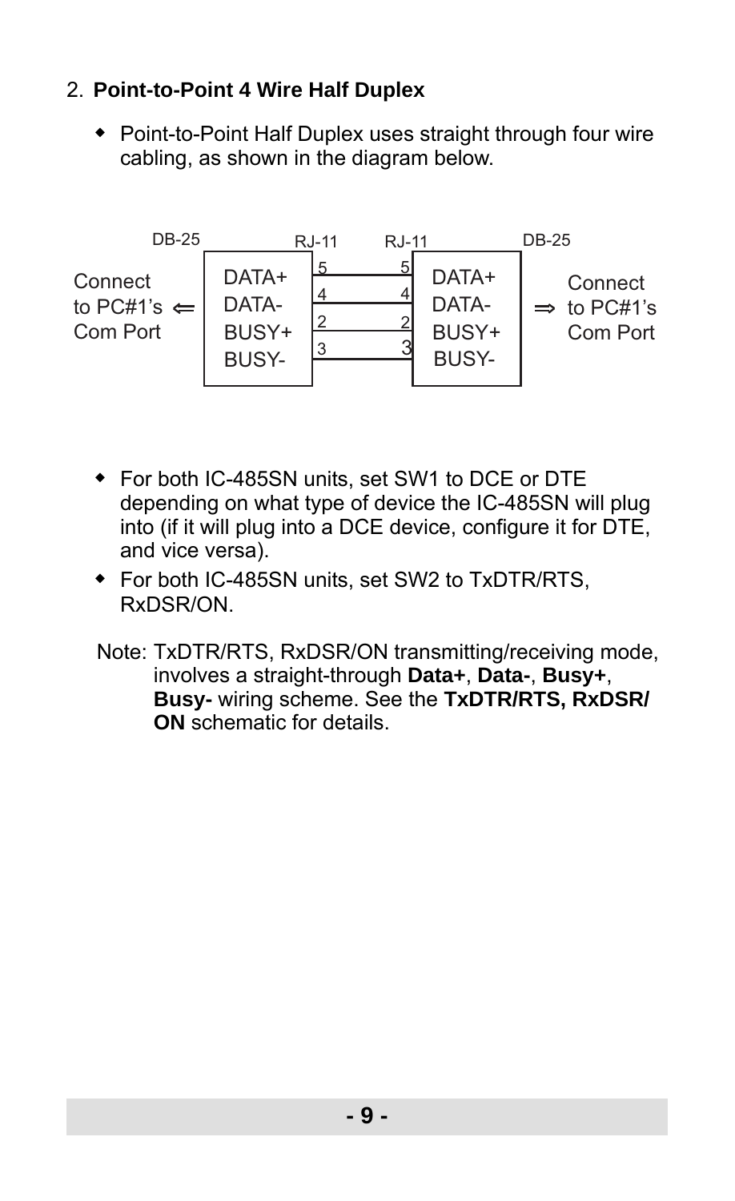## 2. **Point-to-Point 4 Wire Half Duplex**

- Point-to-Point Half Duplex uses straight through four wire cabling, as shown in the diagram below.

| DB-25 | | RJ-11 | RJ-11 | | DB-25 |
|---|---|---|---|---|---|
| Connect to PC#1's Com Port ⇐ | DATA+ | 5 | 5 | DATA+ | ⇒ Connect to PC#1's Com Port |
| | DATA- | 4 | 4 | DATA- | |
| | BUSY+ | 2 | 2 | BUSY+ | |
| | BUSY- | 3 | 3 | BUSY- | |

- For both IC-485SN units, set SW1 to DCE or DTE depending on what type of device the IC-485SN will plug into (if it will plug into a DCE device, configure it for DTE, and vice versa).
- For both IC-485SN units, set SW2 to TxDTR/RTS, RxDSR/ON.

Note: TxDTR/RTS, RxDSR/ON transmitting/receiving mode, involves a straight-through **Data+**, **Data-**, **Busy+**, **Busy-** wiring scheme. See the **TxDTR/RTS, RxDSR/ON** schematic for details.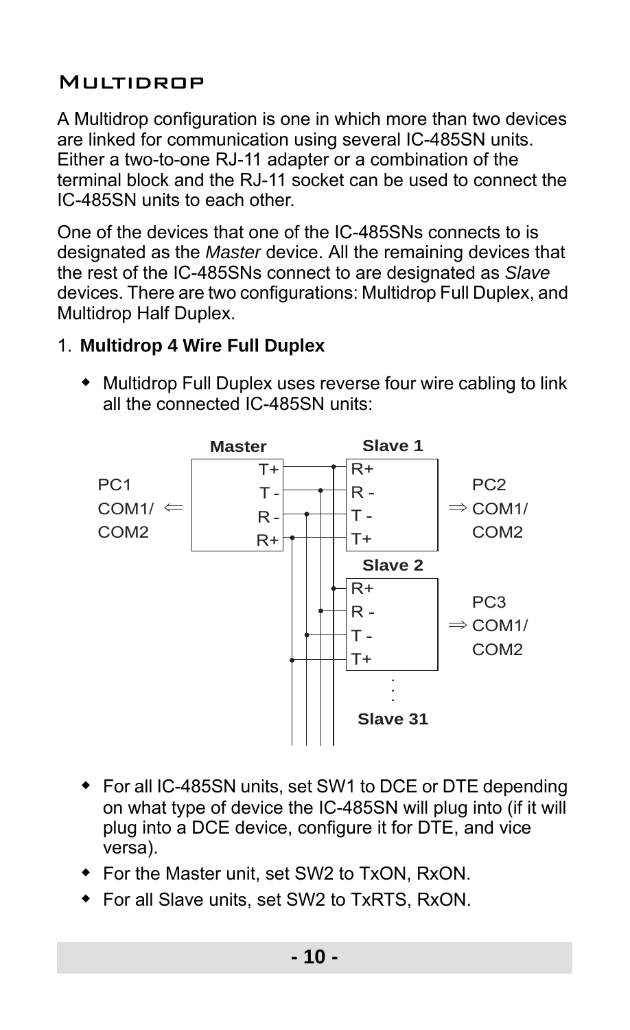## Multidrop

A Multidrop configuration is one in which more than two devices are linked for communication using several IC-485SN units. Either a two-to-one RJ-11 adapter or a combination of the terminal block and the RJ-11 socket can be used to connect the IC-485SN units to each other.

One of the devices that one of the IC-485SNs connects to is designated as the *Master* device. All the remaining devices that the rest of the IC-485SNs connect to are designated as *Slave* devices. There are two configurations: Multidrop Full Duplex, and Multidrop Half Duplex.

1. **Multidrop 4 Wire Full Duplex**

   - Multidrop Full Duplex uses reverse four wire cabling to link all the connected IC-485SN units:

     Master | Slave 1 | Slave 2 | Slave 31

     PC1 COM1/ COM2 ⇐ Master (T+, T -, R -, R+)

     Slave 1 (R+, R -, T -, T+) ⇒ PC2 COM1/ COM2

     Slave 2 (R+, R -, T -, T+) ⇒ PC3 COM1/ COM2

   - For all IC-485SN units, set SW1 to DCE or DTE depending on what type of device the IC-485SN will plug into (if it will plug into a DCE device, configure it for DTE, and vice versa).
   - For the Master unit, set SW2 to TxON, RxON.
   - For all Slave units, set SW2 to TxRTS, RxON.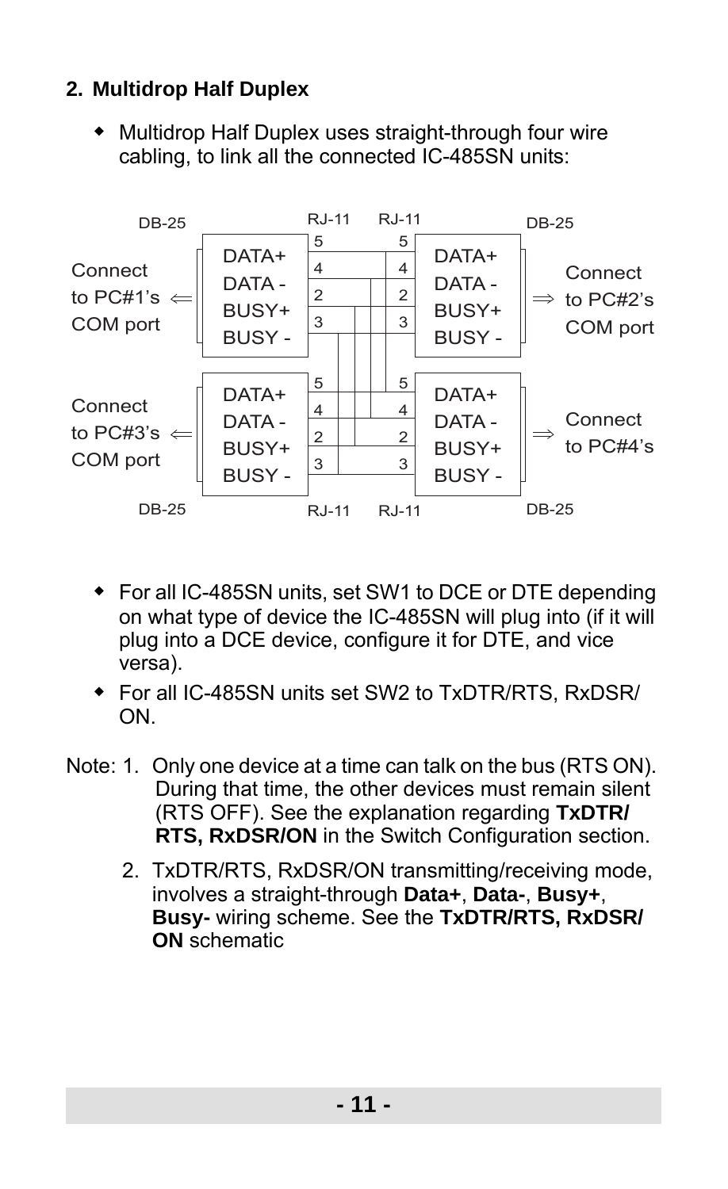## 2. Multidrop Half Duplex

- Multidrop Half Duplex uses straight-through four wire cabling, to link all the connected IC-485SN units:

DB-25 RJ-11 RJ-11 DB-25

Connect to PC#1's COM port ⇐ DATA+ DATA - BUSY+ BUSY - | 5 4 2 3 | 5 4 2 3 | DATA+ DATA - BUSY+ BUSY - ⇒ Connect to PC#2's COM port

Connect to PC#3's COM port ⇐ DATA+ DATA - BUSY+ BUSY - | 5 4 2 3 | 5 4 2 3 | DATA+ DATA - BUSY+ BUSY - ⇒ Connect to PC#4's

DB-25 RJ-11 RJ-11 DB-25

- For all IC-485SN units, set SW1 to DCE or DTE depending on what type of device the IC-485SN will plug into (if it will plug into a DCE device, configure it for DTE, and vice versa).
- For all IC-485SN units set SW2 to TxDTR/RTS, RxDSR/ON.

Note: 1. Only one device at a time can talk on the bus (RTS ON). During that time, the other devices must remain silent (RTS OFF). See the explanation regarding **TxDTR/RTS, RxDSR/ON** in the Switch Configuration section.

2. TxDTR/RTS, RxDSR/ON transmitting/receiving mode, involves a straight-through **Data+**, **Data-**, **Busy+**, **Busy-** wiring scheme. See the **TxDTR/RTS, RxDSR/ON** schematic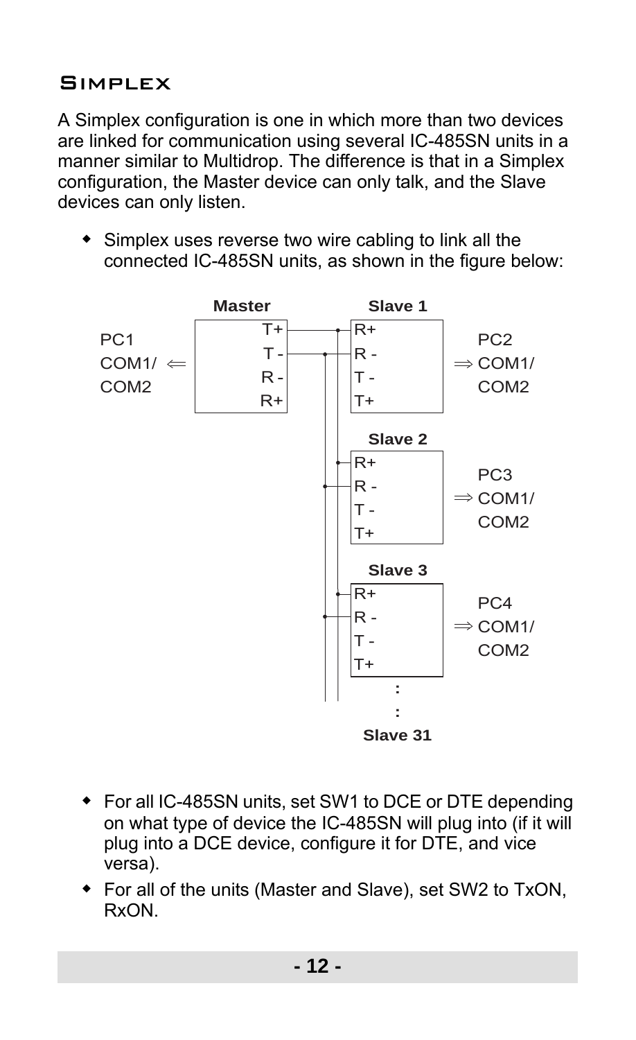## Simplex

A Simplex configuration is one in which more than two devices are linked for communication using several IC-485SN units in a manner similar to Multidrop. The difference is that in a Simplex configuration, the Master device can only talk, and the Slave devices can only listen.

- Simplex uses reverse two wire cabling to link all the connected IC-485SN units, as shown in the figure below:

Master | Slave 1 | Slave 2 | Slave 3 | Slave 31

PC1 COM1/ COM2 ⇐ Master: T+, T -, R -, R+

Slave 1: R+, R -, T -, T+ ⇒ PC2 COM1/ COM2

Slave 2: R+, R -, T -, T+ ⇒ PC3 COM1/ COM2

Slave 3: R+, R -, T -, T+ ⇒ PC4 COM1/ COM2

:

:

Slave 31

- For all IC-485SN units, set SW1 to DCE or DTE depending on what type of device the IC-485SN will plug into (if it will plug into a DCE device, configure it for DTE, and vice versa).
- For all of the units (Master and Slave), set SW2 to TxON, RxON.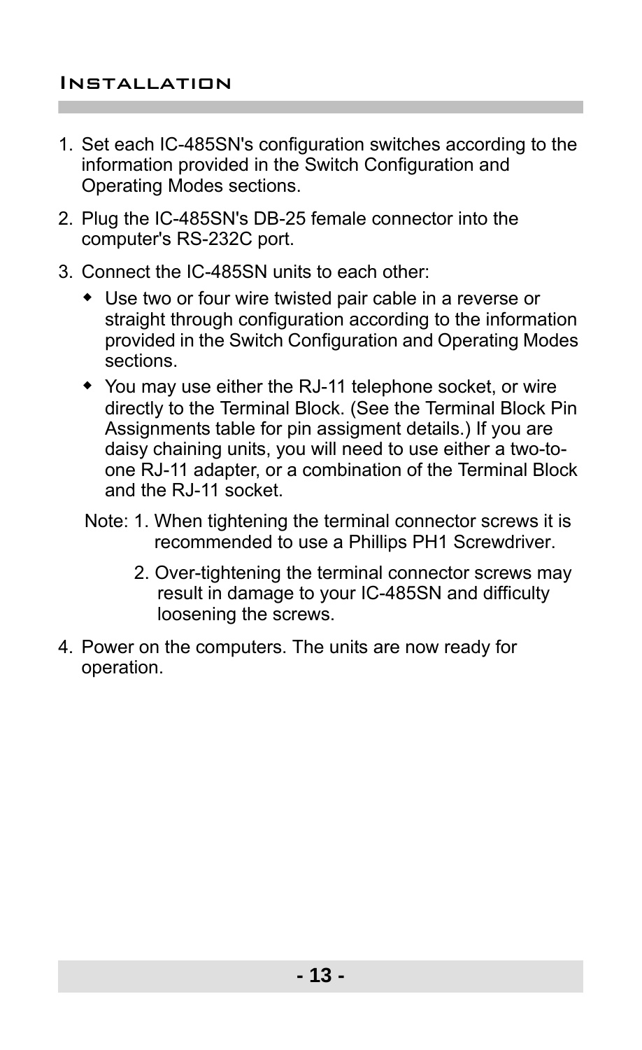## Installation

1. Set each IC-485SN's configuration switches according to the information provided in the Switch Configuration and Operating Modes sections.

2. Plug the IC-485SN's DB-25 female connector into the computer's RS-232C port.

3. Connect the IC-485SN units to each other:
   - Use two or four wire twisted pair cable in a reverse or straight through configuration according to the information provided in the Switch Configuration and Operating Modes sections.
   - You may use either the RJ-11 telephone socket, or wire directly to the Terminal Block. (See the Terminal Block Pin Assignments table for pin assigment details.) If you are daisy chaining units, you will need to use either a two-to-one RJ-11 adapter, or a combination of the Terminal Block and the RJ-11 socket.

   Note: 1. When tightening the terminal connector screws it is recommended to use a Phillips PH1 Screwdriver.

   2. Over-tightening the terminal connector screws may result in damage to your IC-485SN and difficulty loosening the screws.

4. Power on the computers. The units are now ready for operation.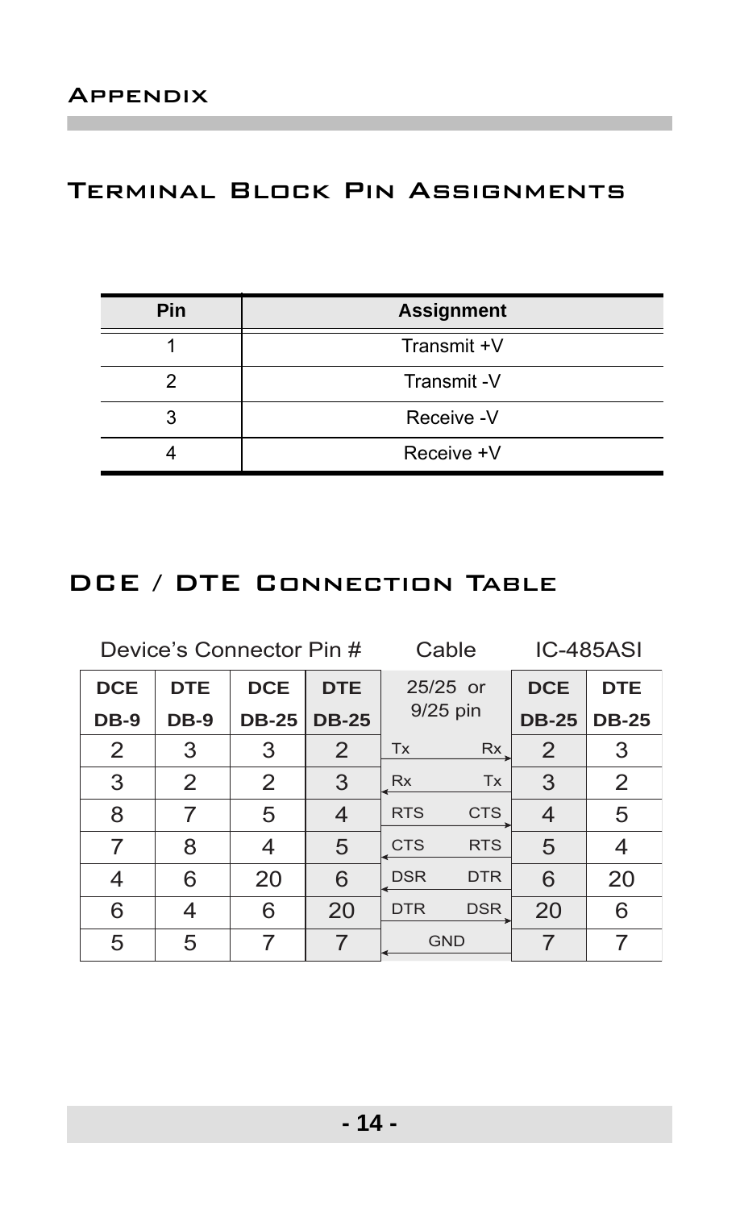# Appendix

## Terminal Block Pin Assignments

| Pin | Assignment |
|---|---|
| 1 | Transmit +V |
| 2 | Transmit -V |
| 3 | Receive -V |
| 4 | Receive +V |

## DCE / DTE Connection Table

| Device's Connector Pin # | | | | Cable | | IC-485ASI | |
|---|---|---|---|---|---|---|---|
| **DCE DB-9** | **DTE DB-9** | **DCE DB-25** | **DTE DB-25** | 25/25 or 9/25 pin | | **DCE DB-25** | **DTE DB-25** |
| 2 | 3 | 3 | 2 | Tx → | Rx | 2 | 3 |
| 3 | 2 | 2 | 3 | Rx ← | Tx | 3 | 2 |
| 8 | 7 | 5 | 4 | RTS → | CTS | 4 | 5 |
| 7 | 8 | 4 | 5 | CTS ← | RTS | 5 | 4 |
| 4 | 6 | 20 | 6 | DSR ← | DTR | 6 | 20 |
| 6 | 4 | 6 | 20 | DTR → | DSR | 20 | 6 |
| 5 | 5 | 7 | 7 | GND ← | | 7 | 7 |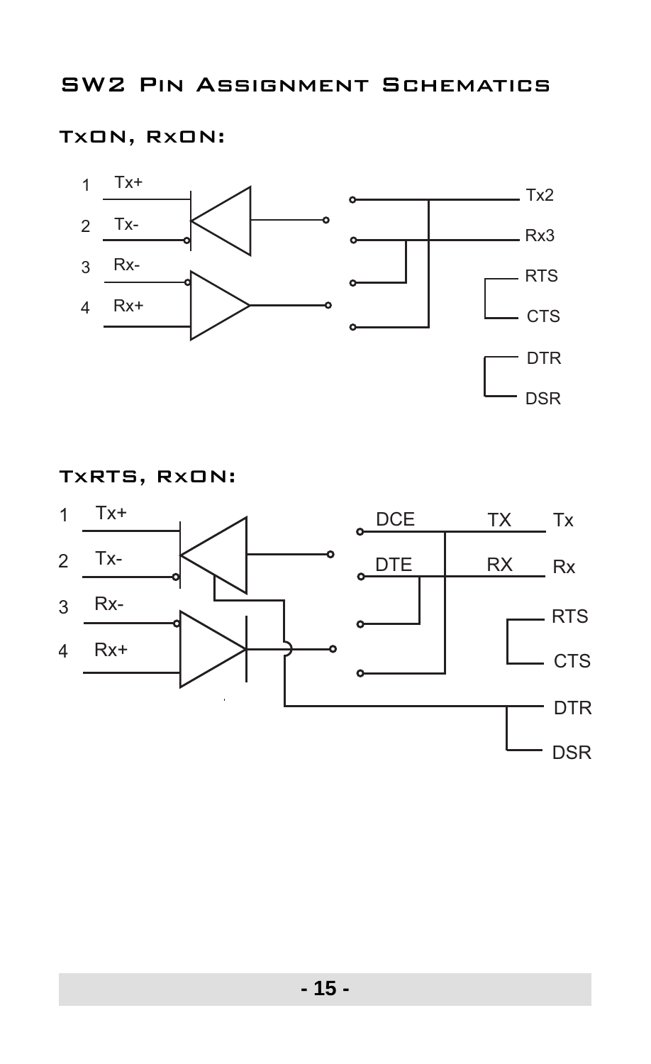# SW2 Pin Assignment Schematics

## TxON, RxON:

1 Tx+
2 Tx-
3 Rx-
4 Rx+

Tx2
Rx3
RTS
CTS
DTR
DSR

## TxRTS, RxON:

1 Tx+
2 Tx-
3 Rx-
4 Rx+

DCE TX Tx
DTE RX Rx
RTS
CTS
DTR
DSR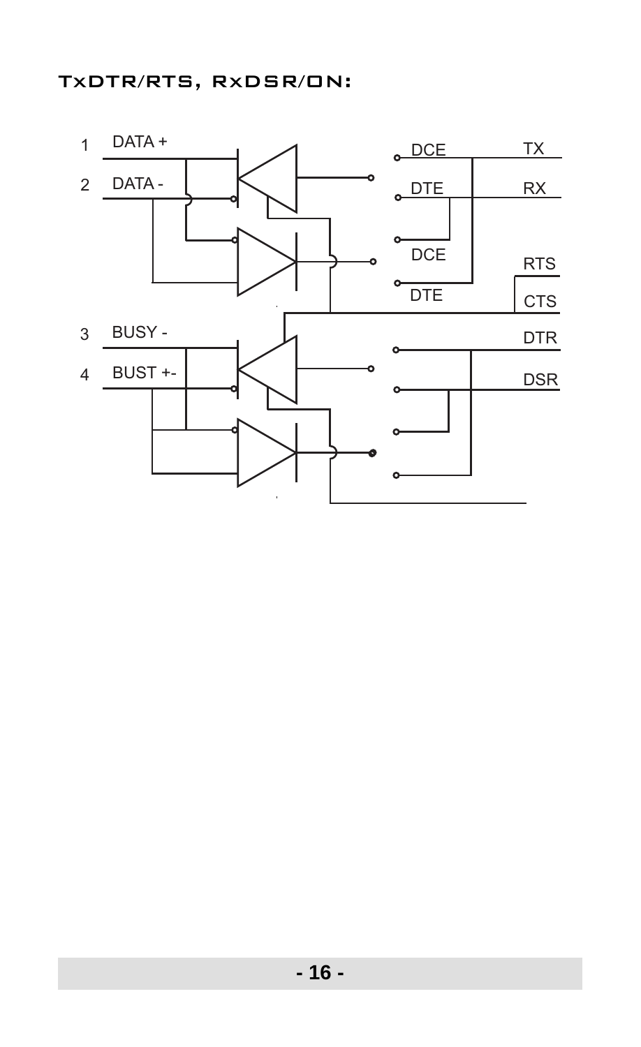### TxDTR/RTS, RxDSR/ON:

1 DATA +

2 DATA -

3 BUSY -

4 BUST +-

DCE

DTE

DCE

DTE

TX

RX

RTS

CTS

DTR

DSR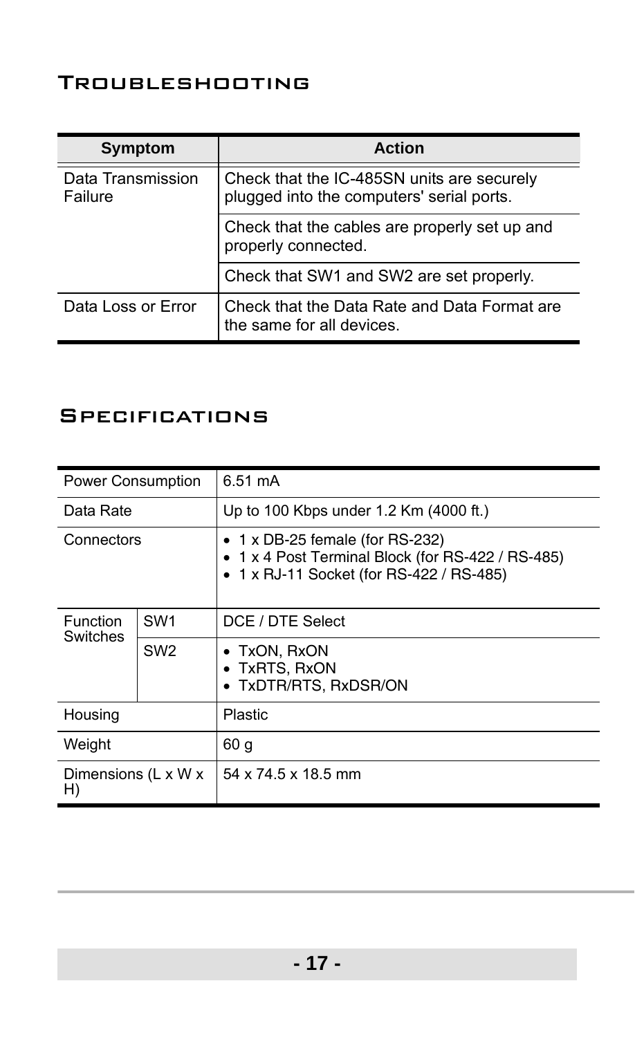## Troubleshooting

| Symptom | Action |
| --- | --- |
| Data Transmission Failure | Check that the IC-485SN units are securely plugged into the computers' serial ports. |
| | Check that the cables are properly set up and properly connected. |
| | Check that SW1 and SW2 are set properly. |
| Data Loss or Error | Check that the Data Rate and Data Format are the same for all devices. |

## Specifications

| | | |
| --- | --- | --- |
| Power Consumption | | 6.51 mA |
| Data Rate | | Up to 100 Kbps under 1.2 Km (4000 ft.) |
| Connectors | | • 1 x DB-25 female (for RS-232)<br>• 1 x 4 Post Terminal Block (for RS-422 / RS-485)<br>• 1 x RJ-11 Socket (for RS-422 / RS-485) |
| Function Switches | SW1 | DCE / DTE Select |
| | SW2 | • TxON, RxON<br>• TxRTS, RxON<br>• TxDTR/RTS, RxDSR/ON |
| Housing | | Plastic |
| Weight | | 60 g |
| Dimensions (L x W x H) | | 54 x 74.5 x 18.5 mm |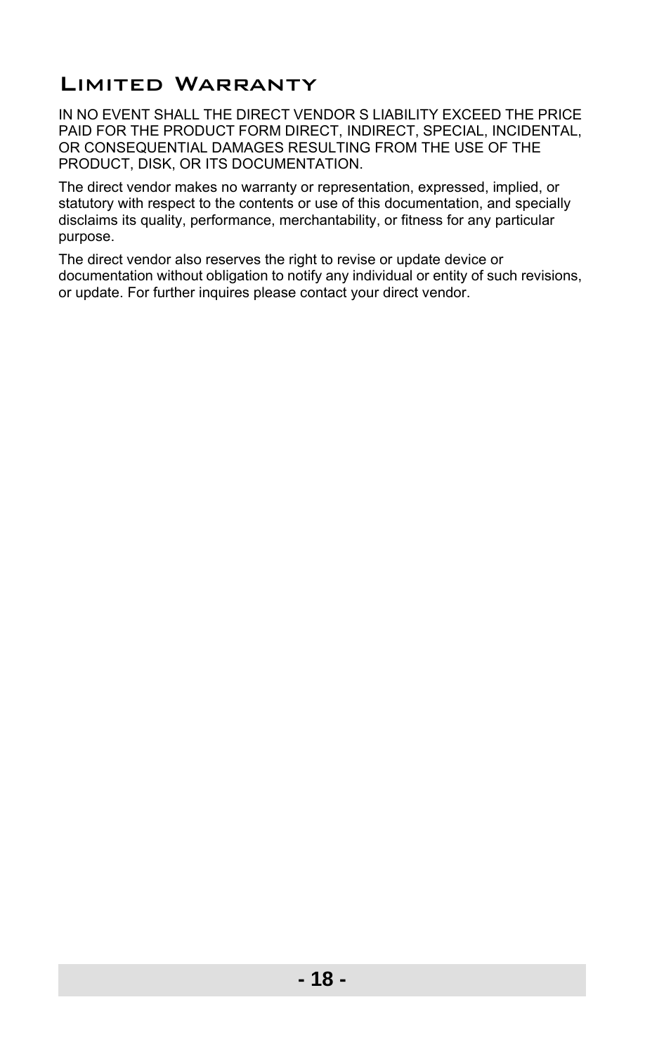# Limited Warranty

IN NO EVENT SHALL THE DIRECT VENDOR S LIABILITY EXCEED THE PRICE PAID FOR THE PRODUCT FORM DIRECT, INDIRECT, SPECIAL, INCIDENTAL, OR CONSEQUENTIAL DAMAGES RESULTING FROM THE USE OF THE PRODUCT, DISK, OR ITS DOCUMENTATION.

The direct vendor makes no warranty or representation, expressed, implied, or statutory with respect to the contents or use of this documentation, and specially disclaims its quality, performance, merchantability, or fitness for any particular purpose.

The direct vendor also reserves the right to revise or update device or documentation without obligation to notify any individual or entity of such revisions, or update. For further inquires please contact your direct vendor.